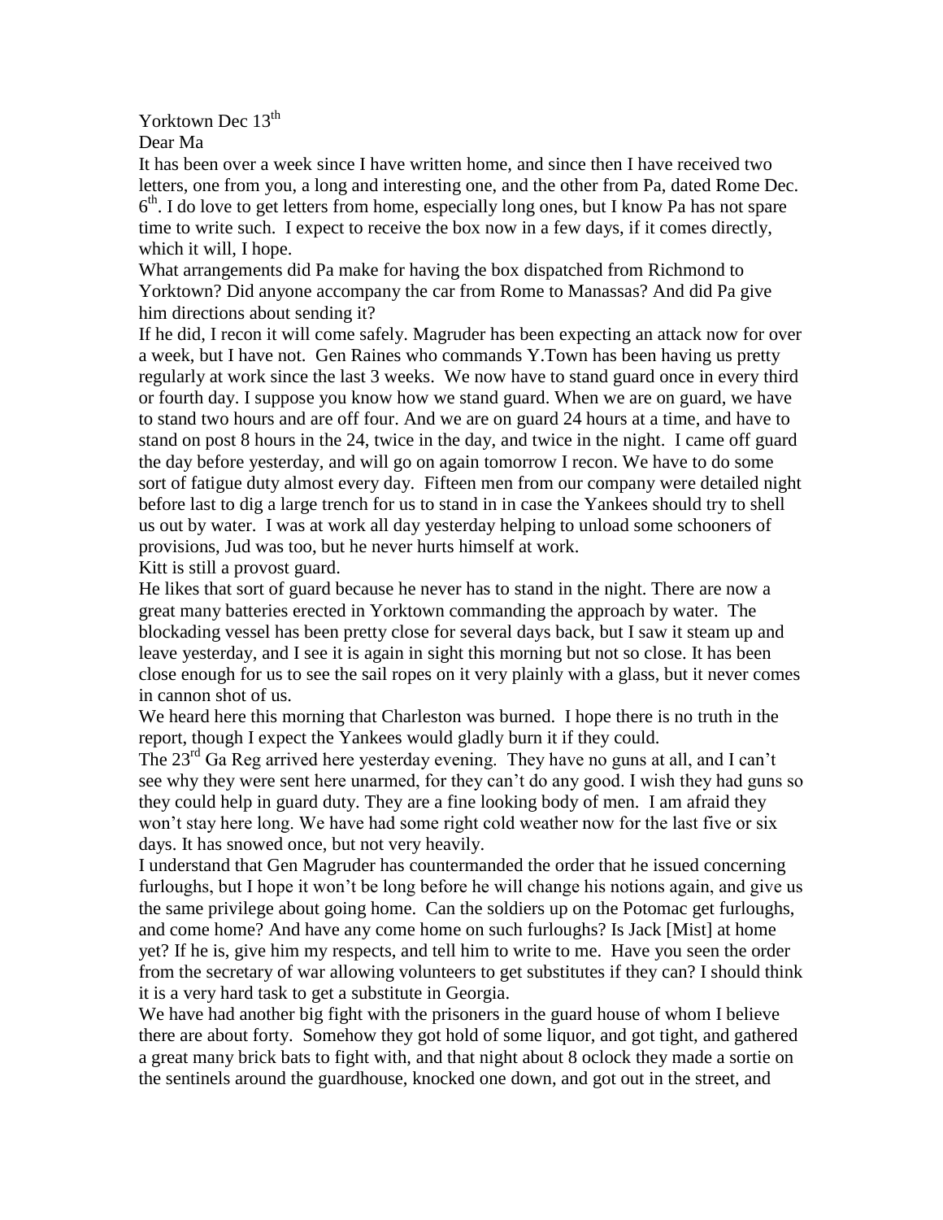Yorktown Dec 13th

Dear Ma

It has been over a week since I have written home, and since then I have received two letters, one from you, a long and interesting one, and the other from Pa, dated Rome Dec. 6th. I do love to get letters from home, especially long ones, but I know Pa has not spare time to write such. I expect to receive the box now in a few days, if it comes directly, which it will, I hope.

What arrangements did Pa make for having the box dispatched from Richmond to Yorktown? Did anyone accompany the car from Rome to Manassas? And did Pa give him directions about sending it?

If he did, I recon it will come safely. Magruder has been expecting an attack now for over a week, but I have not. Gen Raines who commands Y.Town has been having us pretty regularly at work since the last 3 weeks. We now have to stand guard once in every third or fourth day. I suppose you know how we stand guard. When we are on guard, we have to stand two hours and are off four. And we are on guard 24 hours at a time, and have to stand on post 8 hours in the 24, twice in the day, and twice in the night. I came off guard the day before yesterday, and will go on again tomorrow I recon. We have to do some sort of fatigue duty almost every day. Fifteen men from our company were detailed night before last to dig a large trench for us to stand in in case the Yankees should try to shell us out by water. I was at work all day yesterday helping to unload some schooners of provisions, Jud was too, but he never hurts himself at work.

Kitt is still a provost guard.

He likes that sort of guard because he never has to stand in the night. There are now a great many batteries erected in Yorktown commanding the approach by water. The blockading vessel has been pretty close for several days back, but I saw it steam up and leave yesterday, and I see it is again in sight this morning but not so close. It has been close enough for us to see the sail ropes on it very plainly with a glass, but it never comes in cannon shot of us.

We heard here this morning that Charleston was burned. I hope there is no truth in the report, though I expect the Yankees would gladly burn it if they could.

The 23rd Ga Reg arrived here yesterday evening. They have no guns at all, and I can't see why they were sent here unarmed, for they can't do any good. I wish they had guns so they could help in guard duty. They are a fine looking body of men. I am afraid they won't stay here long. We have had some right cold weather now for the last five or six days. It has snowed once, but not very heavily.

I understand that Gen Magruder has countermanded the order that he issued concerning furloughs, but I hope it won't be long before he will change his notions again, and give us the same privilege about going home. Can the soldiers up on the Potomac get furloughs, and come home? And have any come home on such furloughs? Is Jack [Mist] at home yet? If he is, give him my respects, and tell him to write to me. Have you seen the order from the secretary of war allowing volunteers to get substitutes if they can? I should think it is a very hard task to get a substitute in Georgia.

We have had another big fight with the prisoners in the guard house of whom I believe there are about forty. Somehow they got hold of some liquor, and got tight, and gathered a great many brick bats to fight with, and that night about 8 oclock they made a sortie on the sentinels around the guardhouse, knocked one down, and got out in the street, and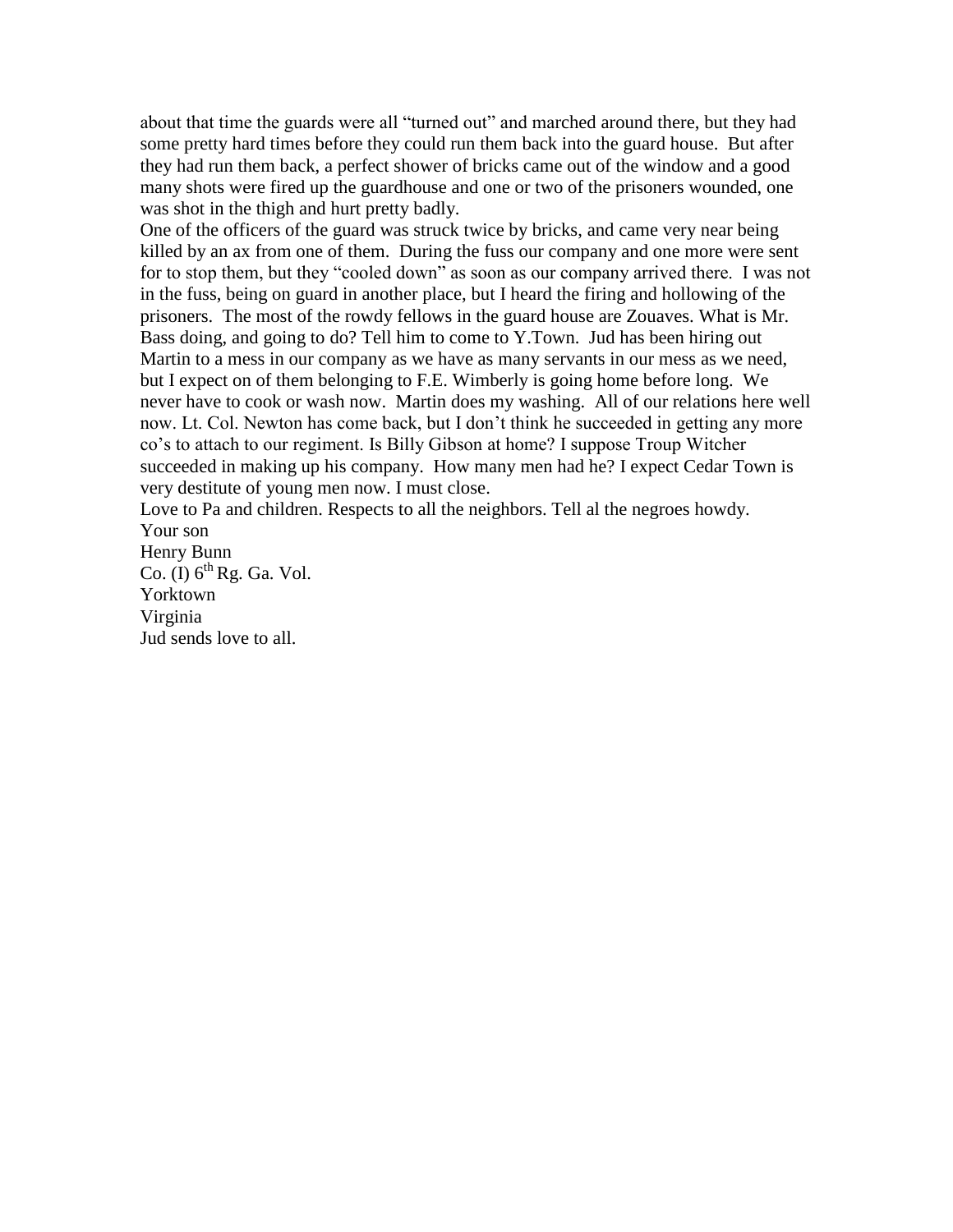about that time the guards were all "turned out" and marched around there, but they had some pretty hard times before they could run them back into the guard house. But after they had run them back, a perfect shower of bricks came out of the window and a good many shots were fired up the guardhouse and one or two of the prisoners wounded, one was shot in the thigh and hurt pretty badly.

One of the officers of the guard was struck twice by bricks, and came very near being killed by an ax from one of them. During the fuss our company and one more were sent for to stop them, but they "cooled down" as soon as our company arrived there. I was not in the fuss, being on guard in another place, but I heard the firing and hollowing of the prisoners. The most of the rowdy fellows in the guard house are Zouaves. What is Mr. Bass doing, and going to do? Tell him to come to Y.Town. Jud has been hiring out Martin to a mess in our company as we have as many servants in our mess as we need, but I expect on of them belonging to F.E. Wimberly is going home before long. We never have to cook or wash now. Martin does my washing. All of our relations here well now. Lt. Col. Newton has come back, but I don't think he succeeded in getting any more co's to attach to our regiment. Is Billy Gibson at home? I suppose Troup Witcher succeeded in making up his company. How many men had he? I expect Cedar Town is very destitute of young men now. I must close.

Love to Pa and children. Respects to all the neighbors. Tell al the negroes howdy.

Your son

Henry Bunn

Co. (I) 6th Rg. Ga. Vol.

Yorktown

Virginia

Jud sends love to all.